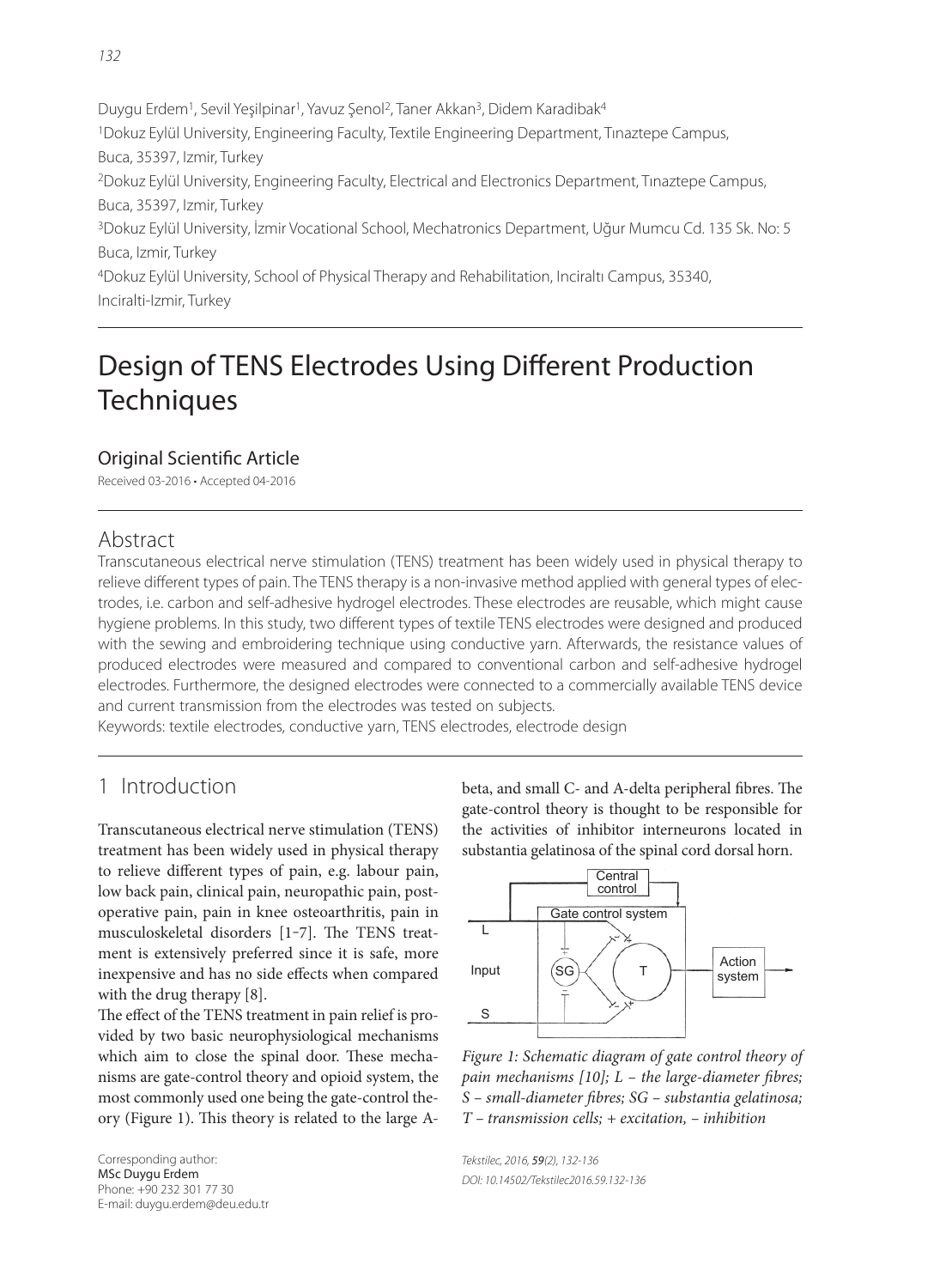Duygu Erdem[1], Sevil Yeşilpinar[1], Yavuz Şenol[2], Taner Akkan[3], Didem Karadibak[4]

[1]Dokuz Eylül University, Engineering Faculty, Textile Engineering Department, Tınaztepe Campus, Buca, 35397, Izmir, Turkey

[2]Dokuz Eylül University, Engineering Faculty, Electrical and Electronics Department, Tınaztepe Campus, Buca, 35397, Izmir, Turkey

[3]Dokuz Eylül University, İzmir Vocational School, Mechatronics Department, Uğur Mumcu Cd. 135 Sk. No: 5 Buca, Izmir, Turkey

[4]Dokuz Eylül University, School of Physical Therapy and Rehabilitation, Inciraltı Campus, 35340, Inciralti-Izmir, Turkey

# Design of TENS Electrodes Using Different Production Techniques

## Original Scientific Article

Received 03-2016 • Accepted 04-2016

## Abstract

Transcutaneous electrical nerve stimulation (TENS) treatment has been widely used in physical therapy to relieve different types of pain. The TENS therapy is a non-invasive method applied with general types of electrodes, i.e. carbon and self-adhesive hydrogel electrodes. These electrodes are reusable, which might cause hygiene problems. In this study, two different types of textile TENS electrodes were designed and produced with the sewing and embroidering technique using conductive yarn. Afterwards, the resistance values of produced electrodes were measured and compared to conventional carbon and self-adhesive hydrogel electrodes. Furthermore, the designed electrodes were connected to a commercially available TENS device and current transmission from the electrodes was tested on subjects.

Keywords: textile electrodes, conductive yarn, TENS electrodes, electrode design

## 1 Introduction

Transcutaneous electrical nerve stimulation (TENS) treatment has been widely used in physical therapy to relieve different types of pain, e.g. labour pain, low back pain, clinical pain, neuropathic pain, post-operative pain, pain in knee osteoarthritis, pain in musculoskeletal disorders [1–7]. The TENS treatment is extensively preferred since it is safe, more inexpensive and has no side effects when compared with the drug therapy [8].

The effect of the TENS treatment in pain relief is provided by two basic neurophysiological mechanisms which aim to close the spinal door. These mechanisms are gate-control theory and opioid system, the most commonly used one being the gate-control theory (Figure 1). This theory is related to the large A-beta, and small C- and A-delta peripheral fibres. The gate-control theory is thought to be responsible for the activities of inhibitor interneurons located in substantia gelatinosa of the spinal cord dorsal horn.

*Figure 1: Schematic diagram of gate control theory of pain mechanisms [10]; L – the large-diameter fibres; S – small-diameter fibres; SG – substantia gelatinosa; T – transmission cells; + excitation, – inhibition*

Corresponding author:
MSc Duygu Erdem
Phone: +90 232 301 77 30
E-mail: duygu.erdem@deu.edu.tr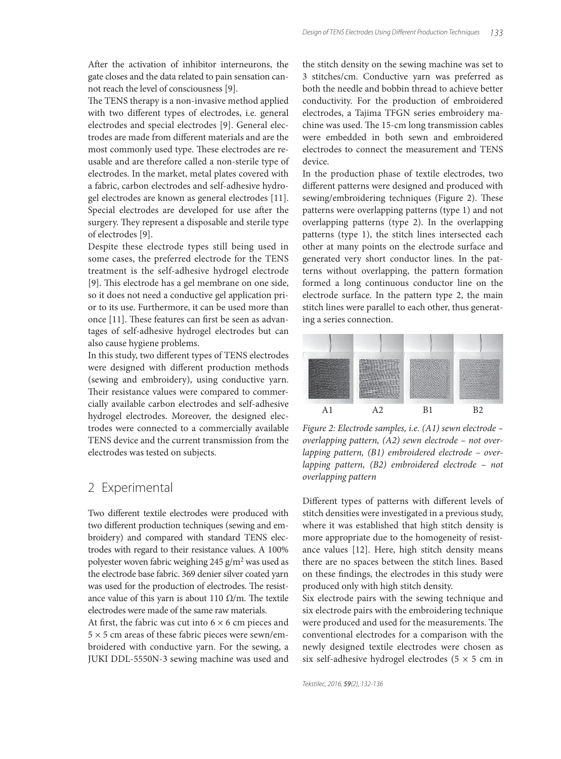After the activation of inhibitor interneurons, the gate closes and the data related to pain sensation cannot reach the level of consciousness [9].

The TENS therapy is a non-invasive method applied with two different types of electrodes, i.e. general electrodes and special electrodes [9]. General electrodes are made from different materials and are the most commonly used type. These electrodes are reusable and are therefore called a non-sterile type of electrodes. In the market, metal plates covered with a fabric, carbon electrodes and self-adhesive hydrogel electrodes are known as general electrodes [11]. Special electrodes are developed for use after the surgery. They represent a disposable and sterile type of electrodes [9].

Despite these electrode types still being used in some cases, the preferred electrode for the TENS treatment is the self-adhesive hydrogel electrode [9]. This electrode has a gel membrane on one side, so it does not need a conductive gel application prior to its use. Furthermore, it can be used more than once [11]. These features can first be seen as advantages of self-adhesive hydrogel electrodes but can also cause hygiene problems.

In this study, two different types of TENS electrodes were designed with different production methods (sewing and embroidery), using conductive yarn. Their resistance values were compared to commercially available carbon electrodes and self-adhesive hydrogel electrodes. Moreover, the designed electrodes were connected to a commercially available TENS device and the current transmission from the electrodes was tested on subjects.

## 2 Experimental

Two different textile electrodes were produced with two different production techniques (sewing and embroidery) and compared with standard TENS electrodes with regard to their resistance values. A 100% polyester woven fabric weighing 245 g/m$^2$ was used as the electrode base fabric. 369 denier silver coated yarn was used for the production of electrodes. The resistance value of this yarn is about 110 Ω/m. The textile electrodes were made of the same raw materials.

At first, the fabric was cut into 6 × 6 cm pieces and 5 × 5 cm areas of these fabric pieces were sewn/embroidered with conductive yarn. For the sewing, a JUKI DDL-5550N-3 sewing machine was used and the stitch density on the sewing machine was set to 3 stitches/cm. Conductive yarn was preferred as both the needle and bobbin thread to achieve better conductivity. For the production of embroidered electrodes, a Tajima TFGN series embroidery machine was used. The 15-cm long transmission cables were embedded in both sewn and embroidered electrodes to connect the measurement and TENS device.

In the production phase of textile electrodes, two different patterns were designed and produced with sewing/embroidering techniques (Figure 2). These patterns were overlapping patterns (type 1) and not overlapping patterns (type 2). In the overlapping patterns (type 1), the stitch lines intersected each other at many points on the electrode surface and generated very short conductor lines. In the patterns without overlapping, the pattern formation formed a long continuous conductor line on the electrode surface. In the pattern type 2, the main stitch lines were parallel to each other, thus generating a series connection.

A1 A2 B1 B2

*Figure 2: Electrode samples, i.e. (A1) sewn electrode – overlapping pattern, (A2) sewn electrode – not overlapping pattern, (B1) embroidered electrode – overlapping pattern, (B2) embroidered electrode – not overlapping pattern*

Different types of patterns with different levels of stitch densities were investigated in a previous study, where it was established that high stitch density is more appropriate due to the homogeneity of resistance values [12]. Here, high stitch density means there are no spaces between the stitch lines. Based on these findings, the electrodes in this study were produced only with high stitch density.

Six electrode pairs with the sewing technique and six electrode pairs with the embroidering technique were produced and used for the measurements. The conventional electrodes for a comparison with the newly designed textile electrodes were chosen as six self-adhesive hydrogel electrodes (5 × 5 cm in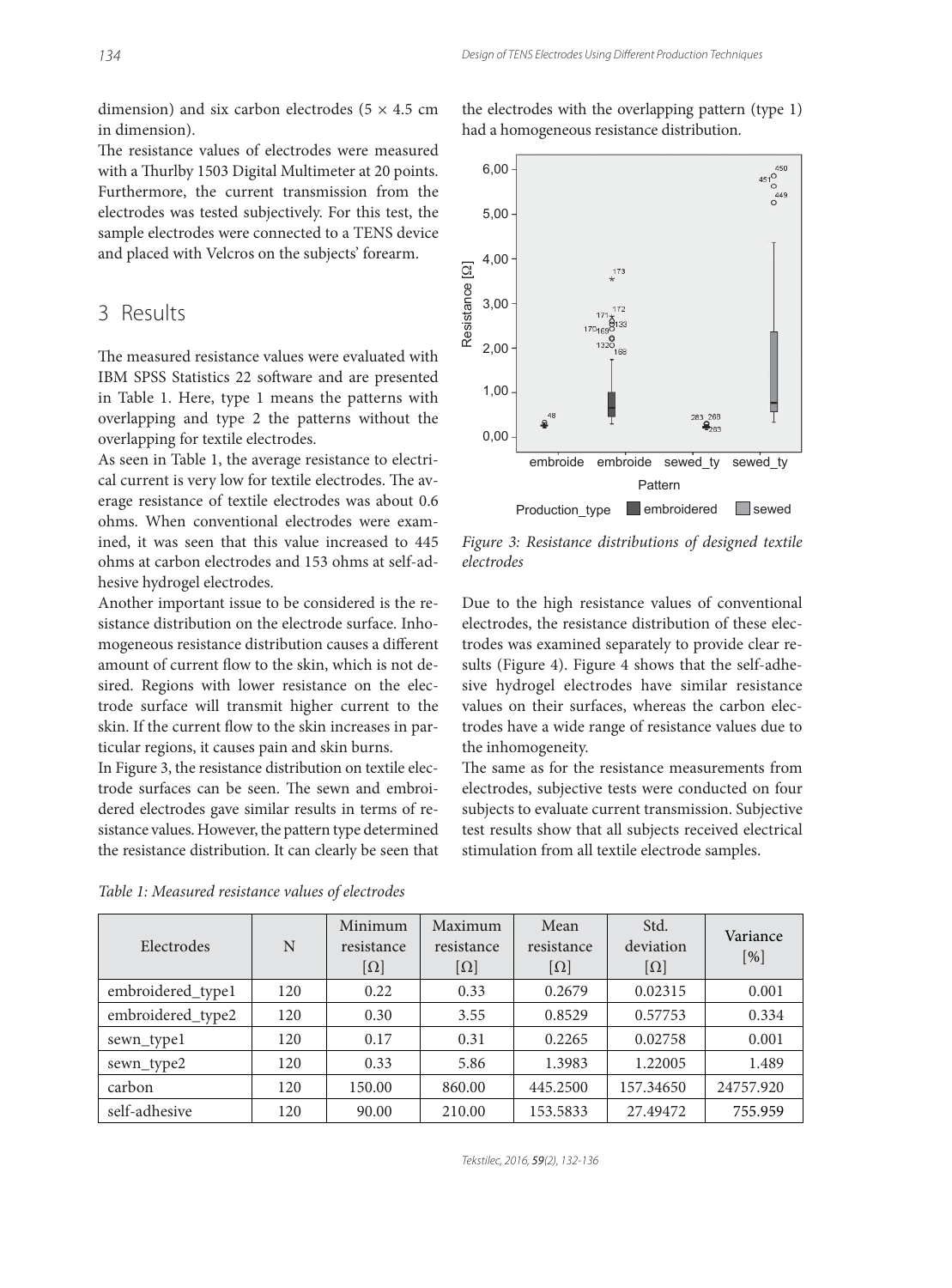dimension) and six carbon electrodes (5 × 4.5 cm in dimension).

The resistance values of electrodes were measured with a Thurlby 1503 Digital Multimeter at 20 points. Furthermore, the current transmission from the electrodes was tested subjectively. For this test, the sample electrodes were connected to a TENS device and placed with Velcros on the subjects' forearm.

## 3 Results

The measured resistance values were evaluated with IBM SPSS Statistics 22 software and are presented in Table 1. Here, type 1 means the patterns with overlapping and type 2 the patterns without the overlapping for textile electrodes.

As seen in Table 1, the average resistance to electrical current is very low for textile electrodes. The average resistance of textile electrodes was about 0.6 ohms. When conventional electrodes were examined, it was seen that this value increased to 445 ohms at carbon electrodes and 153 ohms at self-adhesive hydrogel electrodes.

Another important issue to be considered is the resistance distribution on the electrode surface. Inhomogeneous resistance distribution causes a different amount of current flow to the skin, which is not desired. Regions with lower resistance on the electrode surface will transmit higher current to the skin. If the current flow to the skin increases in particular regions, it causes pain and skin burns.

In Figure 3, the resistance distribution on textile electrode surfaces can be seen. The sewn and embroidered electrodes gave similar results in terms of resistance values. However, the pattern type determined the resistance distribution. It can clearly be seen that the electrodes with the overlapping pattern (type 1) had a homogeneous resistance distribution.

*Figure 3: Resistance distributions of designed textile electrodes*

Due to the high resistance values of conventional electrodes, the resistance distribution of these electrodes was examined separately to provide clear results (Figure 4). Figure 4 shows that the self-adhesive hydrogel electrodes have similar resistance values on their surfaces, whereas the carbon electrodes have a wide range of resistance values due to the inhomogeneity.

The same as for the resistance measurements from electrodes, subjective tests were conducted on four subjects to evaluate current transmission. Subjective test results show that all subjects received electrical stimulation from all textile electrode samples.

*Table 1: Measured resistance values of electrodes*

| Electrodes | N | Minimum resistance [Ω] | Maximum resistance [Ω] | Mean resistance [Ω] | Std. deviation [Ω] | Variance [%] |
|---|---|---|---|---|---|---|
| embroidered_type1 | 120 | 0.22 | 0.33 | 0.2679 | 0.02315 | 0.001 |
| embroidered_type2 | 120 | 0.30 | 3.55 | 0.8529 | 0.57753 | 0.334 |
| sewn_type1 | 120 | 0.17 | 0.31 | 0.2265 | 0.02758 | 0.001 |
| sewn_type2 | 120 | 0.33 | 5.86 | 1.3983 | 1.22005 | 1.489 |
| carbon | 120 | 150.00 | 860.00 | 445.2500 | 157.34650 | 24757.920 |
| self-adhesive | 120 | 90.00 | 210.00 | 153.5833 | 27.49472 | 755.959 |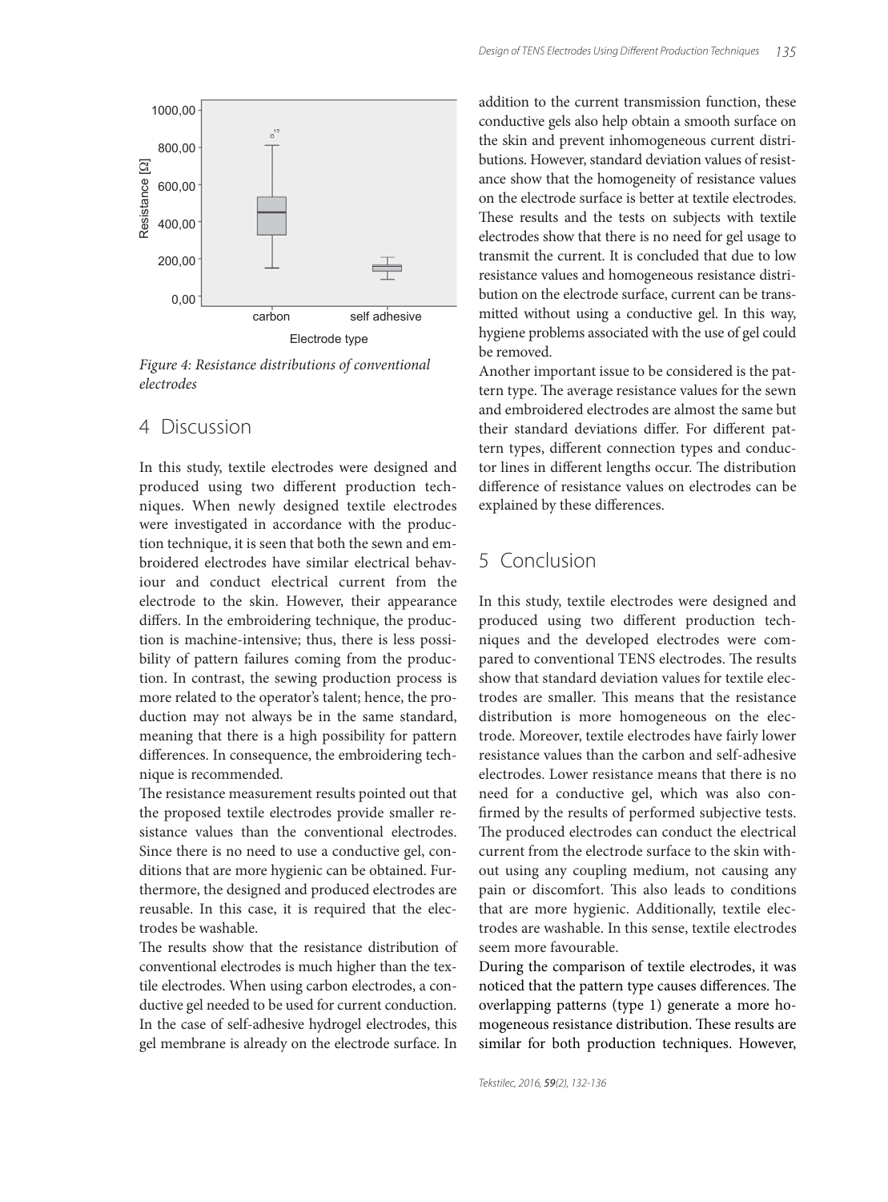Figure 4: Resistance distributions of conventional electrodes

## 4 Discussion

In this study, textile electrodes were designed and produced using two different production techniques. When newly designed textile electrodes were investigated in accordance with the production technique, it is seen that both the sewn and embroidered electrodes have similar electrical behaviour and conduct electrical current from the electrode to the skin. However, their appearance differs. In the embroidering technique, the production is machine-intensive; thus, there is less possibility of pattern failures coming from the production. In contrast, the sewing production process is more related to the operator's talent; hence, the production may not always be in the same standard, meaning that there is a high possibility for pattern differences. In consequence, the embroidering technique is recommended.

The resistance measurement results pointed out that the proposed textile electrodes provide smaller resistance values than the conventional electrodes. Since there is no need to use a conductive gel, conditions that are more hygienic can be obtained. Furthermore, the designed and produced electrodes are reusable. In this case, it is required that the electrodes be washable.

The results show that the resistance distribution of conventional electrodes is much higher than the textile electrodes. When using carbon electrodes, a conductive gel needed to be used for current conduction. In the case of self-adhesive hydrogel electrodes, this gel membrane is already on the electrode surface. In addition to the current transmission function, these conductive gels also help obtain a smooth surface on the skin and prevent inhomogeneous current distributions. However, standard deviation values of resistance show that the homogeneity of resistance values on the electrode surface is better at textile electrodes. These results and the tests on subjects with textile electrodes show that there is no need for gel usage to transmit the current. It is concluded that due to low resistance values and homogeneous resistance distribution on the electrode surface, current can be transmitted without using a conductive gel. In this way, hygiene problems associated with the use of gel could be removed.

Another important issue to be considered is the pattern type. The average resistance values for the sewn and embroidered electrodes are almost the same but their standard deviations differ. For different pattern types, different connection types and conductor lines in different lengths occur. The distribution difference of resistance values on electrodes can be explained by these differences.

## 5 Conclusion

In this study, textile electrodes were designed and produced using two different production techniques and the developed electrodes were compared to conventional TENS electrodes. The results show that standard deviation values for textile electrodes are smaller. This means that the resistance distribution is more homogeneous on the electrode. Moreover, textile electrodes have fairly lower resistance values than the carbon and self-adhesive electrodes. Lower resistance means that there is no need for a conductive gel, which was also confirmed by the results of performed subjective tests. The produced electrodes can conduct the electrical current from the electrode surface to the skin without using any coupling medium, not causing any pain or discomfort. This also leads to conditions that are more hygienic. Additionally, textile electrodes are washable. In this sense, textile electrodes seem more favourable.

During the comparison of textile electrodes, it was noticed that the pattern type causes differences. The overlapping patterns (type 1) generate a more homogeneous resistance distribution. These results are similar for both production techniques. However,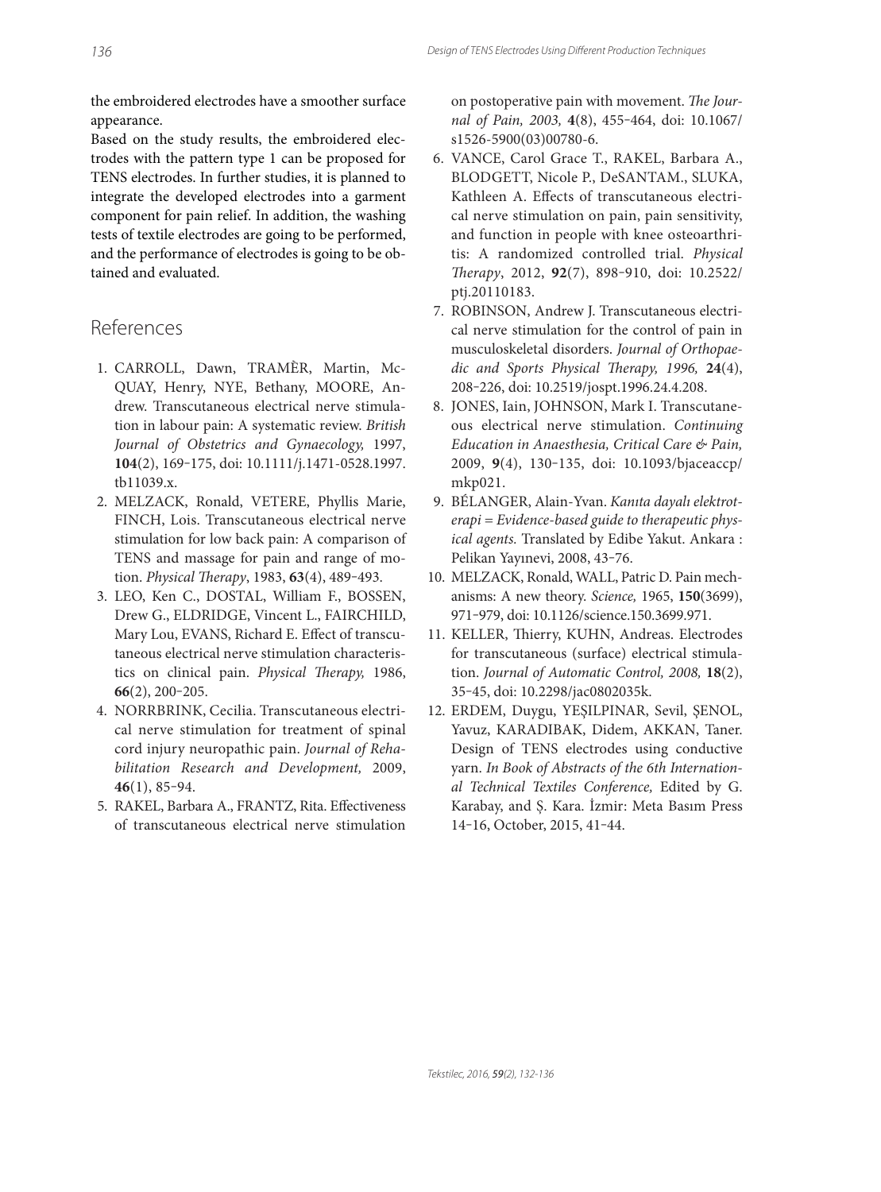the embroidered electrodes have a smoother surface appearance.

Based on the study results, the embroidered electrodes with the pattern type 1 can be proposed for TENS electrodes. In further studies, it is planned to integrate the developed electrodes into a garment component for pain relief. In addition, the washing tests of textile electrodes are going to be performed, and the performance of electrodes is going to be obtained and evaluated.

## References

1. CARROLL, Dawn, TRAMÈR, Martin, McQUAY, Henry, NYE, Bethany, MOORE, Andrew. Transcutaneous electrical nerve stimulation in labour pain: A systematic review. *British Journal of Obstetrics and Gynaecology,* 1997, **104**(2), 169–175, doi: 10.1111/j.1471-0528.1997.tb11039.x.
2. MELZACK, Ronald, VETERE, Phyllis Marie, FINCH, Lois. Transcutaneous electrical nerve stimulation for low back pain: A comparison of TENS and massage for pain and range of motion. *Physical Therapy*, 1983, **63**(4), 489–493.
3. LEO, Ken C., DOSTAL, William F., BOSSEN, Drew G., ELDRIDGE, Vincent L., FAIRCHILD, Mary Lou, EVANS, Richard E. Effect of transcutaneous electrical nerve stimulation characteristics on clinical pain. *Physical Therapy,* 1986, **66**(2), 200–205.
4. NORRBRINK, Cecilia. Transcutaneous electrical nerve stimulation for treatment of spinal cord injury neuropathic pain. *Journal of Rehabilitation Research and Development,* 2009, **46**(1), 85–94.
5. RAKEL, Barbara A., FRANTZ, Rita. Effectiveness of transcutaneous electrical nerve stimulation on postoperative pain with movement. *The Journal of Pain, 2003,* **4**(8), 455–464, doi: 10.1067/s1526-5900(03)00780-6.
6. VANCE, Carol Grace T., RAKEL, Barbara A., BLODGETT, Nicole P., DeSANTAM., SLUKA, Kathleen A. Effects of transcutaneous electrical nerve stimulation on pain, pain sensitivity, and function in people with knee osteoarthritis: A randomized controlled trial. *Physical Therapy*, 2012, **92**(7), 898–910, doi: 10.2522/ptj.20110183.
7. ROBINSON, Andrew J. Transcutaneous electrical nerve stimulation for the control of pain in musculoskeletal disorders. *Journal of Orthopaedic and Sports Physical Therapy, 1996,* **24**(4), 208–226, doi: 10.2519/jospt.1996.24.4.208.
8. JONES, Iain, JOHNSON, Mark I. Transcutaneous electrical nerve stimulation. *Continuing Education in Anaesthesia, Critical Care & Pain,* 2009, **9**(4), 130–135, doi: 10.1093/bjaceaccp/mkp021.
9. BÉLANGER, Alain-Yvan. *Kanıta dayalı elektroterapi = Evidence-based guide to therapeutic physical agents.* Translated by Edibe Yakut. Ankara : Pelikan Yayınevi, 2008, 43–76.
10. MELZACK, Ronald, WALL, Patric D. Pain mechanisms: A new theory. *Science,* 1965, **150**(3699), 971–979, doi: 10.1126/science.150.3699.971.
11. KELLER, Thierry, KUHN, Andreas. Electrodes for transcutaneous (surface) electrical stimulation. *Journal of Automatic Control, 2008,* **18**(2), 35–45, doi: 10.2298/jac0802035k.
12. ERDEM, Duygu, YEŞILPINAR, Sevil, ŞENOL, Yavuz, KARADIBAK, Didem, AKKAN, Taner. Design of TENS electrodes using conductive yarn. *In Book of Abstracts of the 6th International Technical Textiles Conference,* Edited by G. Karabay, and Ş. Kara. İzmir: Meta Basım Press 14–16, October, 2015, 41–44.